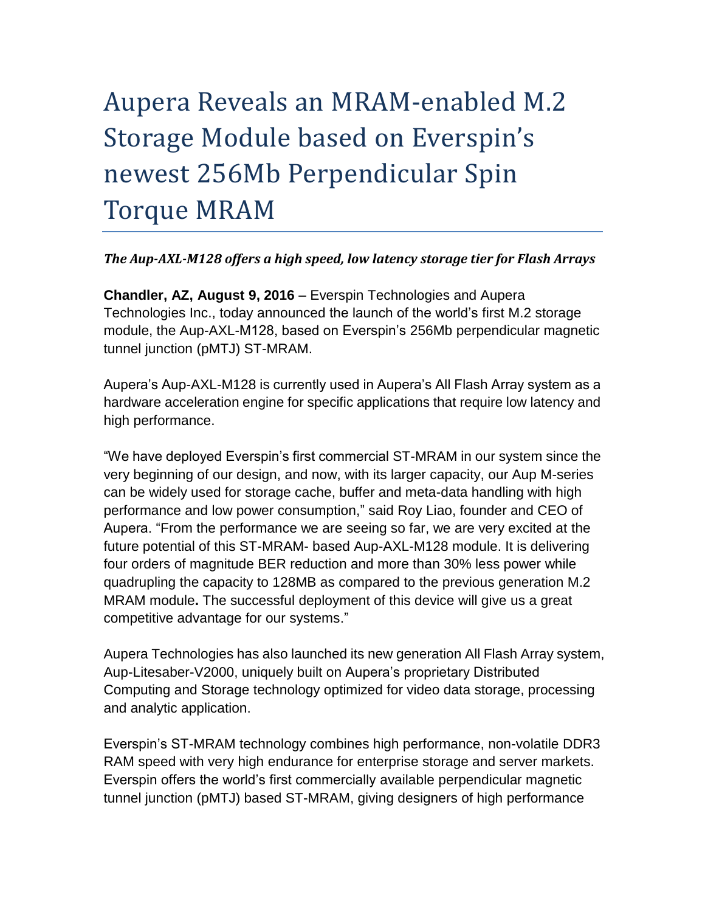# Aupera Reveals an MRAM-enabled M.2 Storage Module based on Everspin's newest 256Mb Perpendicular Spin Torque MRAM

***The Aup-AXL-M128 offers a high speed, low latency storage tier for Flash Arrays***

**Chandler, AZ, August 9, 2016** – Everspin Technologies and Aupera Technologies Inc., today announced the launch of the world's first M.2 storage module, the Aup-AXL-M128, based on Everspin's 256Mb perpendicular magnetic tunnel junction (pMTJ) ST-MRAM.

Aupera's Aup-AXL-M128 is currently used in Aupera's All Flash Array system as a hardware acceleration engine for specific applications that require low latency and high performance.

"We have deployed Everspin's first commercial ST-MRAM in our system since the very beginning of our design, and now, with its larger capacity, our Aup M-series can be widely used for storage cache, buffer and meta-data handling with high performance and low power consumption," said Roy Liao, founder and CEO of Aupera. "From the performance we are seeing so far, we are very excited at the future potential of this ST-MRAM- based Aup-AXL-M128 module. It is delivering four orders of magnitude BER reduction and more than 30% less power while quadrupling the capacity to 128MB as compared to the previous generation M.2 MRAM module**.** The successful deployment of this device will give us a great competitive advantage for our systems."

Aupera Technologies has also launched its new generation All Flash Array system, Aup-Litesaber-V2000, uniquely built on Aupera's proprietary Distributed Computing and Storage technology optimized for video data storage, processing and analytic application.

Everspin's ST-MRAM technology combines high performance, non-volatile DDR3 RAM speed with very high endurance for enterprise storage and server markets. Everspin offers the world's first commercially available perpendicular magnetic tunnel junction (pMTJ) based ST-MRAM, giving designers of high performance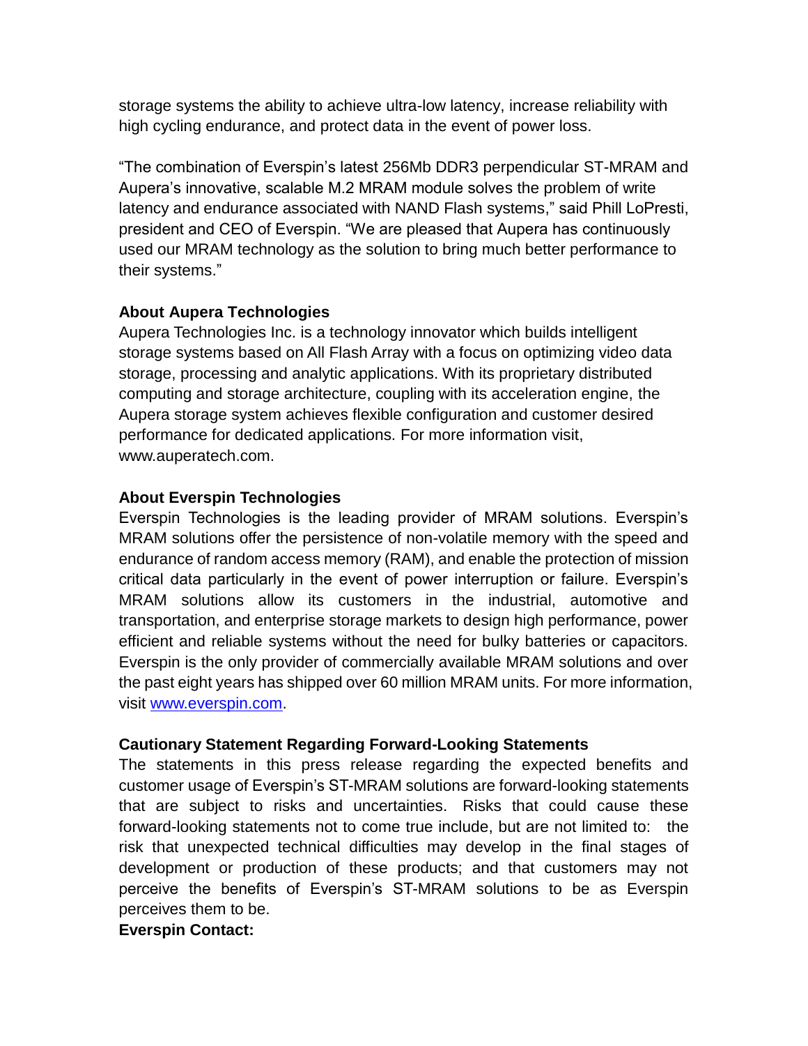storage systems the ability to achieve ultra-low latency, increase reliability with high cycling endurance, and protect data in the event of power loss.

“The combination of Everspin’s latest 256Mb DDR3 perpendicular ST-MRAM and Aupera’s innovative, scalable M.2 MRAM module solves the problem of write latency and endurance associated with NAND Flash systems,” said Phill LoPresti, president and CEO of Everspin. “We are pleased that Aupera has continuously used our MRAM technology as the solution to bring much better performance to their systems.”

**About Aupera Technologies**
Aupera Technologies Inc. is a technology innovator which builds intelligent storage systems based on All Flash Array with a focus on optimizing video data storage, processing and analytic applications. With its proprietary distributed computing and storage architecture, coupling with its acceleration engine, the Aupera storage system achieves flexible configuration and customer desired performance for dedicated applications. For more information visit, www.auperatech.com.

**About Everspin Technologies**
Everspin Technologies is the leading provider of MRAM solutions. Everspin’s MRAM solutions offer the persistence of non-volatile memory with the speed and endurance of random access memory (RAM), and enable the protection of mission critical data particularly in the event of power interruption or failure. Everspin’s MRAM solutions allow its customers in the industrial, automotive and transportation, and enterprise storage markets to design high performance, power efficient and reliable systems without the need for bulky batteries or capacitors. Everspin is the only provider of commercially available MRAM solutions and over the past eight years has shipped over 60 million MRAM units. For more information, visit [www.everspin.com](http://www.everspin.com).

**Cautionary Statement Regarding Forward-Looking Statements**
The statements in this press release regarding the expected benefits and customer usage of Everspin’s ST-MRAM solutions are forward-looking statements that are subject to risks and uncertainties. Risks that could cause these forward-looking statements not to come true include, but are not limited to: the risk that unexpected technical difficulties may develop in the final stages of development or production of these products; and that customers may not perceive the benefits of Everspin’s ST-MRAM solutions to be as Everspin perceives them to be.

**Everspin Contact:**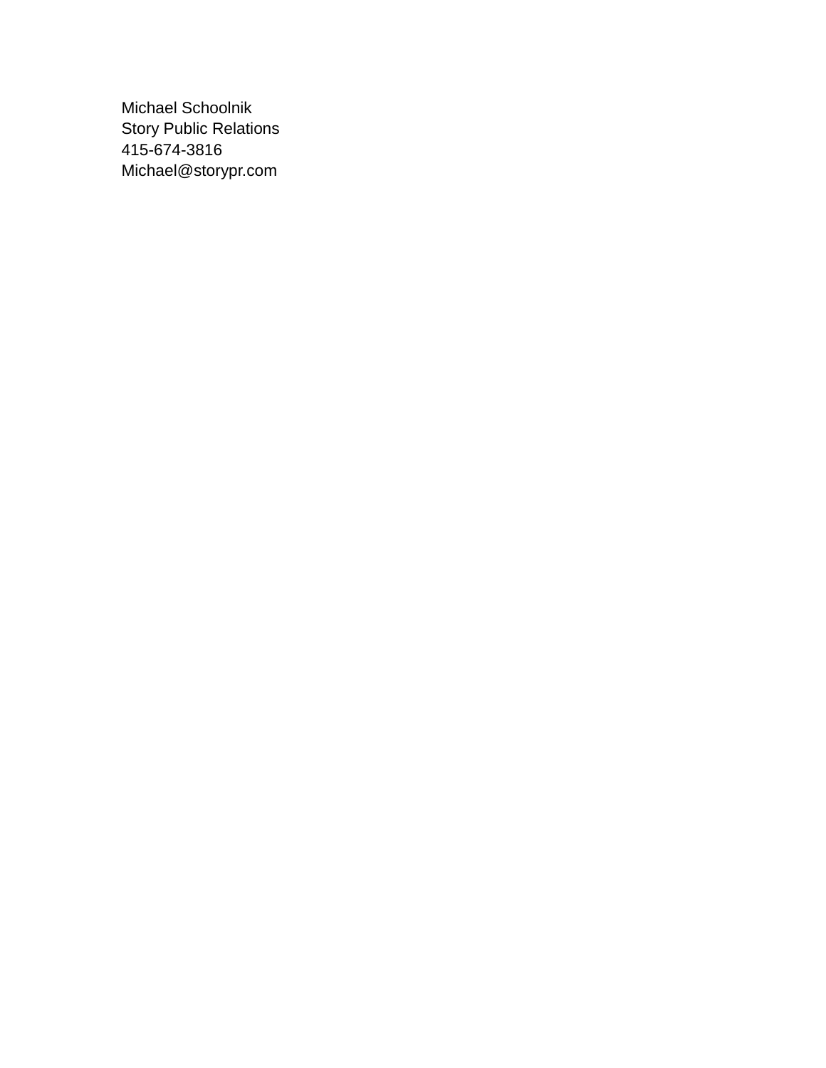Michael Schoolnik
Story Public Relations
415-674-3816
Michael@storypr.com